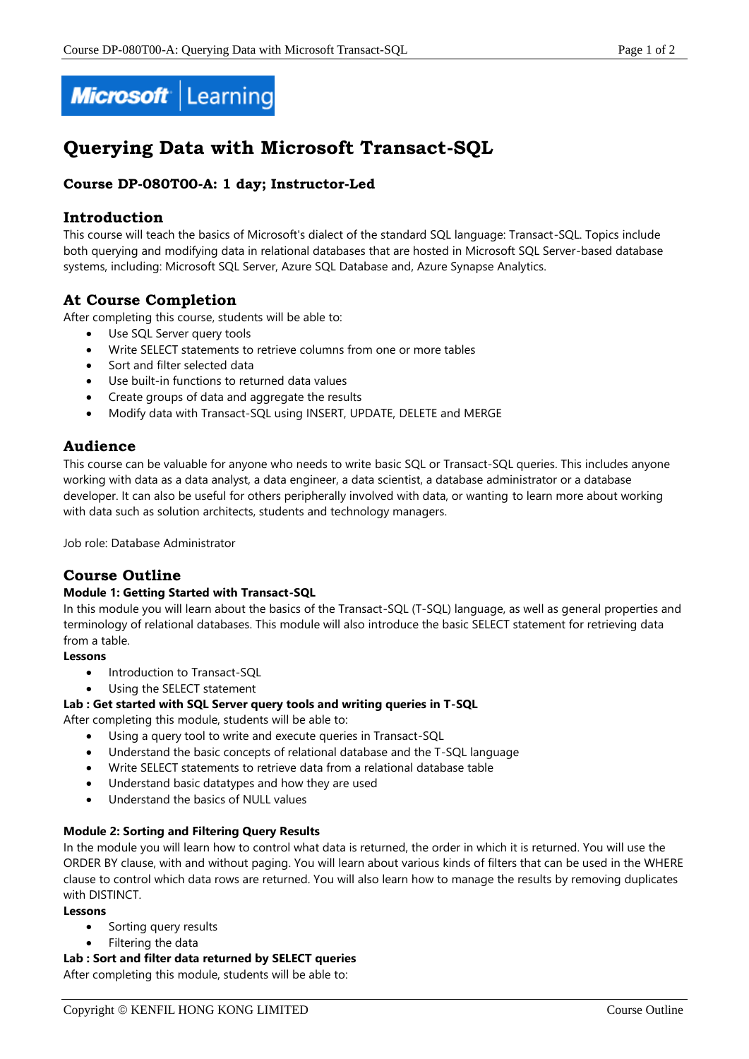# Querying Data with Microsoft Transact-SQL

### Course DP-080T00-A: 1 day; Instructor-Led

## Introduction

This course will teach the basics of Microsoft's dialect of the standard SQL language: Transact-SQL. Topics include both querying and modifying data in relational databases that are hosted in Microsoft SQL Server-based database systems, including: Microsoft SQL Server, Azure SQL Database and, Azure Synapse Analytics.

## At Course Completion

After completing this course, students will be able to:

- Use SQL Server query tools
- Write SELECT statements to retrieve columns from one or more tables
- Sort and filter selected data
- Use built-in functions to returned data values
- Create groups of data and aggregate the results
- Modify data with Transact-SQL using INSERT, UPDATE, DELETE and MERGE

## Audience

This course can be valuable for anyone who needs to write basic SQL or Transact-SQL queries. This includes anyone working with data as a data analyst, a data engineer, a data scientist, a database administrator or a database developer. It can also be useful for others peripherally involved with data, or wanting to learn more about working with data such as solution architects, students and technology managers.

Job role: Database Administrator

## Course Outline

**Module 1: Getting Started with Transact-SQL**

In this module you will learn about the basics of the Transact-SQL (T-SQL) language, as well as general properties and terminology of relational databases. This module will also introduce the basic SELECT statement for retrieving data from a table.

**Lessons**

- Introduction to Transact-SQL
- Using the SELECT statement

**Lab : Get started with SQL Server query tools and writing queries in T-SQL**

After completing this module, students will be able to:

- Using a query tool to write and execute queries in Transact-SQL
- Understand the basic concepts of relational database and the T-SQL language
- Write SELECT statements to retrieve data from a relational database table
- Understand basic datatypes and how they are used
- Understand the basics of NULL values

**Module 2: Sorting and Filtering Query Results**

In the module you will learn how to control what data is returned, the order in which it is returned. You will use the ORDER BY clause, with and without paging. You will learn about various kinds of filters that can be used in the WHERE clause to control which data rows are returned. You will also learn how to manage the results by removing duplicates with DISTINCT.

**Lessons**

- Sorting query results
- Filtering the data

**Lab : Sort and filter data returned by SELECT queries**

After completing this module, students will be able to: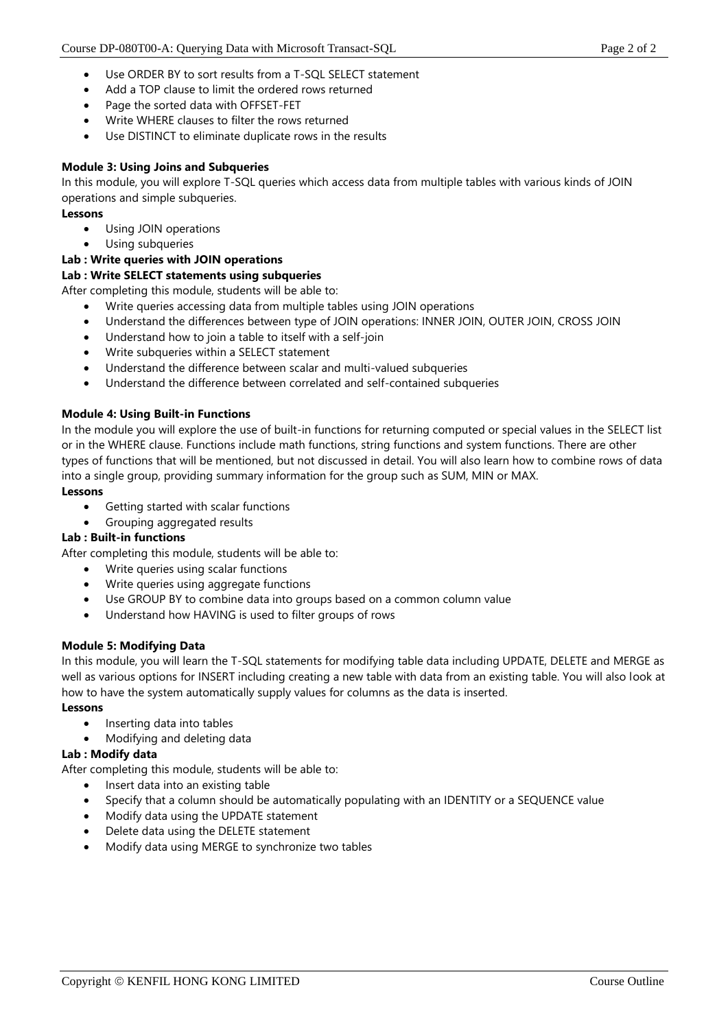- Use ORDER BY to sort results from a T-SQL SELECT statement
- Add a TOP clause to limit the ordered rows returned
- Page the sorted data with OFFSET-FET
- Write WHERE clauses to filter the rows returned
- Use DISTINCT to eliminate duplicate rows in the results

**Module 3: Using Joins and Subqueries**

In this module, you will explore T-SQL queries which access data from multiple tables with various kinds of JOIN operations and simple subqueries.

**Lessons**

- Using JOIN operations
- Using subqueries

**Lab : Write queries with JOIN operations**

**Lab : Write SELECT statements using subqueries**

After completing this module, students will be able to:

- Write queries accessing data from multiple tables using JOIN operations
- Understand the differences between type of JOIN operations: INNER JOIN, OUTER JOIN, CROSS JOIN
- Understand how to join a table to itself with a self-join
- Write subqueries within a SELECT statement
- Understand the difference between scalar and multi-valued subqueries
- Understand the difference between correlated and self-contained subqueries

**Module 4: Using Built-in Functions**

In the module you will explore the use of built-in functions for returning computed or special values in the SELECT list or in the WHERE clause. Functions include math functions, string functions and system functions. There are other types of functions that will be mentioned, but not discussed in detail. You will also learn how to combine rows of data into a single group, providing summary information for the group such as SUM, MIN or MAX.

**Lessons**

- Getting started with scalar functions
- Grouping aggregated results

**Lab : Built-in functions**

After completing this module, students will be able to:

- Write queries using scalar functions
- Write queries using aggregate functions
- Use GROUP BY to combine data into groups based on a common column value
- Understand how HAVING is used to filter groups of rows

**Module 5: Modifying Data**

In this module, you will learn the T-SQL statements for modifying table data including UPDATE, DELETE and MERGE as well as various options for INSERT including creating a new table with data from an existing table. You will also look at how to have the system automatically supply values for columns as the data is inserted.

**Lessons**

- Inserting data into tables
- Modifying and deleting data

**Lab : Modify data**

After completing this module, students will be able to:

- Insert data into an existing table
- Specify that a column should be automatically populating with an IDENTITY or a SEQUENCE value
- Modify data using the UPDATE statement
- Delete data using the DELETE statement
- Modify data using MERGE to synchronize two tables